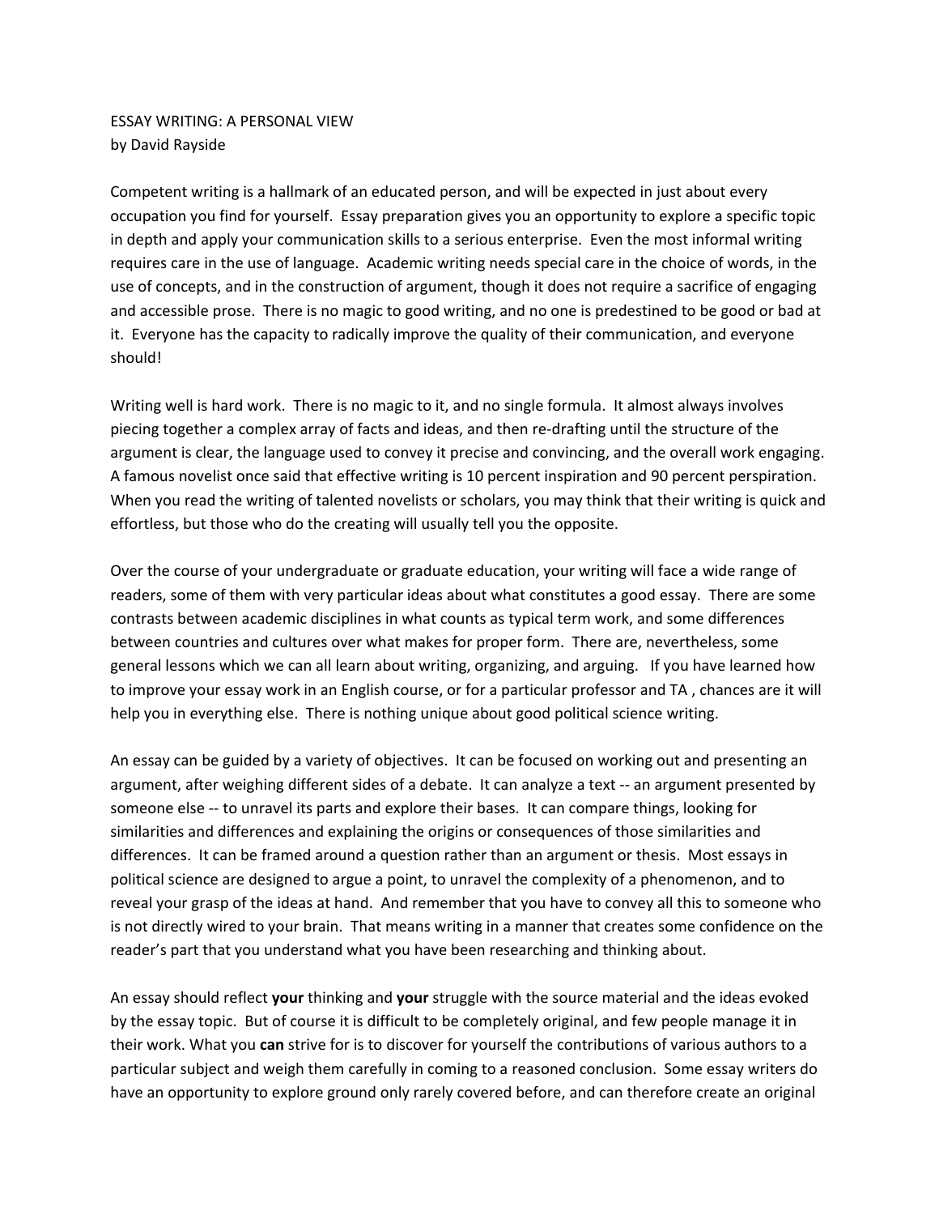ESSAY WRITING: A PERSONAL VIEW
by David Rayside

Competent writing is a hallmark of an educated person, and will be expected in just about every occupation you find for yourself. Essay preparation gives you an opportunity to explore a specific topic in depth and apply your communication skills to a serious enterprise. Even the most informal writing requires care in the use of language. Academic writing needs special care in the choice of words, in the use of concepts, and in the construction of argument, though it does not require a sacrifice of engaging and accessible prose. There is no magic to good writing, and no one is predestined to be good or bad at it. Everyone has the capacity to radically improve the quality of their communication, and everyone should!

Writing well is hard work. There is no magic to it, and no single formula. It almost always involves piecing together a complex array of facts and ideas, and then re-drafting until the structure of the argument is clear, the language used to convey it precise and convincing, and the overall work engaging. A famous novelist once said that effective writing is 10 percent inspiration and 90 percent perspiration. When you read the writing of talented novelists or scholars, you may think that their writing is quick and effortless, but those who do the creating will usually tell you the opposite.

Over the course of your undergraduate or graduate education, your writing will face a wide range of readers, some of them with very particular ideas about what constitutes a good essay. There are some contrasts between academic disciplines in what counts as typical term work, and some differences between countries and cultures over what makes for proper form. There are, nevertheless, some general lessons which we can all learn about writing, organizing, and arguing. If you have learned how to improve your essay work in an English course, or for a particular professor and TA , chances are it will help you in everything else. There is nothing unique about good political science writing.

An essay can be guided by a variety of objectives. It can be focused on working out and presenting an argument, after weighing different sides of a debate. It can analyze a text -- an argument presented by someone else -- to unravel its parts and explore their bases. It can compare things, looking for similarities and differences and explaining the origins or consequences of those similarities and differences. It can be framed around a question rather than an argument or thesis. Most essays in political science are designed to argue a point, to unravel the complexity of a phenomenon, and to reveal your grasp of the ideas at hand. And remember that you have to convey all this to someone who is not directly wired to your brain. That means writing in a manner that creates some confidence on the reader's part that you understand what you have been researching and thinking about.

An essay should reflect **your** thinking and **your** struggle with the source material and the ideas evoked by the essay topic. But of course it is difficult to be completely original, and few people manage it in their work. What you **can** strive for is to discover for yourself the contributions of various authors to a particular subject and weigh them carefully in coming to a reasoned conclusion. Some essay writers do have an opportunity to explore ground only rarely covered before, and can therefore create an original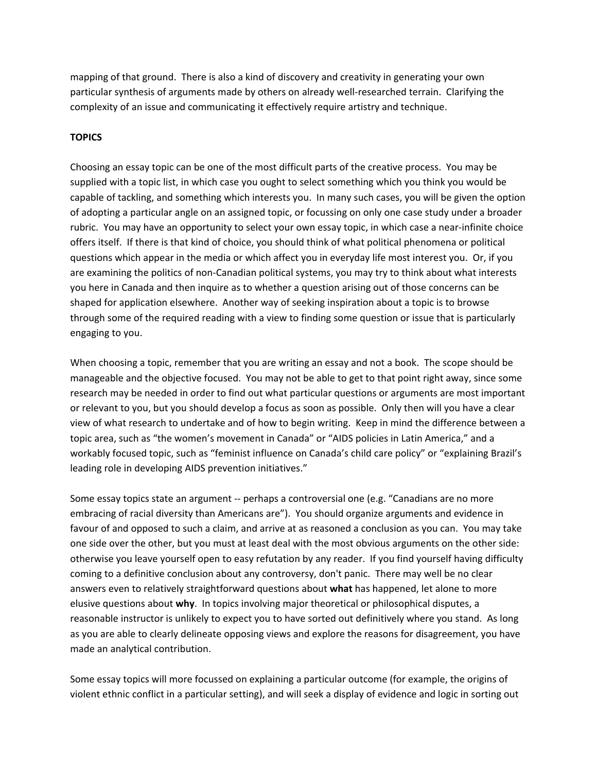mapping of that ground. There is also a kind of discovery and creativity in generating your own particular synthesis of arguments made by others on already well-researched terrain. Clarifying the complexity of an issue and communicating it effectively require artistry and technique.

**TOPICS**

Choosing an essay topic can be one of the most difficult parts of the creative process. You may be supplied with a topic list, in which case you ought to select something which you think you would be capable of tackling, and something which interests you. In many such cases, you will be given the option of adopting a particular angle on an assigned topic, or focussing on only one case study under a broader rubric. You may have an opportunity to select your own essay topic, in which case a near-infinite choice offers itself. If there is that kind of choice, you should think of what political phenomena or political questions which appear in the media or which affect you in everyday life most interest you. Or, if you are examining the politics of non-Canadian political systems, you may try to think about what interests you here in Canada and then inquire as to whether a question arising out of those concerns can be shaped for application elsewhere. Another way of seeking inspiration about a topic is to browse through some of the required reading with a view to finding some question or issue that is particularly engaging to you.

When choosing a topic, remember that you are writing an essay and not a book. The scope should be manageable and the objective focused. You may not be able to get to that point right away, since some research may be needed in order to find out what particular questions or arguments are most important or relevant to you, but you should develop a focus as soon as possible. Only then will you have a clear view of what research to undertake and of how to begin writing. Keep in mind the difference between a topic area, such as "the women's movement in Canada" or "AIDS policies in Latin America," and a workably focused topic, such as "feminist influence on Canada's child care policy" or "explaining Brazil's leading role in developing AIDS prevention initiatives."

Some essay topics state an argument -- perhaps a controversial one (e.g. "Canadians are no more embracing of racial diversity than Americans are"). You should organize arguments and evidence in favour of and opposed to such a claim, and arrive at as reasoned a conclusion as you can. You may take one side over the other, but you must at least deal with the most obvious arguments on the other side: otherwise you leave yourself open to easy refutation by any reader. If you find yourself having difficulty coming to a definitive conclusion about any controversy, don't panic. There may well be no clear answers even to relatively straightforward questions about **what** has happened, let alone to more elusive questions about **why**. In topics involving major theoretical or philosophical disputes, a reasonable instructor is unlikely to expect you to have sorted out definitively where you stand. As long as you are able to clearly delineate opposing views and explore the reasons for disagreement, you have made an analytical contribution.

Some essay topics will more focussed on explaining a particular outcome (for example, the origins of violent ethnic conflict in a particular setting), and will seek a display of evidence and logic in sorting out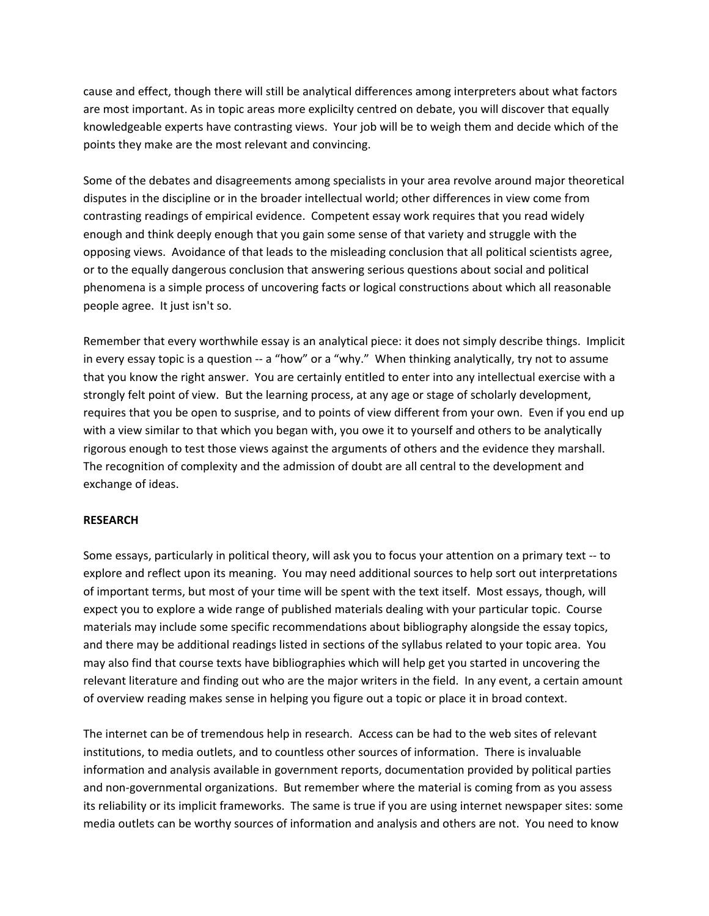cause and effect, though there will still be analytical differences among interpreters about what factors are most important. As in topic areas more explicilty centred on debate, you will discover that equally knowledgeable experts have contrasting views. Your job will be to weigh them and decide which of the points they make are the most relevant and convincing.

Some of the debates and disagreements among specialists in your area revolve around major theoretical disputes in the discipline or in the broader intellectual world; other differences in view come from contrasting readings of empirical evidence. Competent essay work requires that you read widely enough and think deeply enough that you gain some sense of that variety and struggle with the opposing views. Avoidance of that leads to the misleading conclusion that all political scientists agree, or to the equally dangerous conclusion that answering serious questions about social and political phenomena is a simple process of uncovering facts or logical constructions about which all reasonable people agree. It just isn't so.

Remember that every worthwhile essay is an analytical piece: it does not simply describe things. Implicit in every essay topic is a question -- a "how" or a "why." When thinking analytically, try not to assume that you know the right answer. You are certainly entitled to enter into any intellectual exercise with a strongly felt point of view. But the learning process, at any age or stage of scholarly development, requires that you be open to susprise, and to points of view different from your own. Even if you end up with a view similar to that which you began with, you owe it to yourself and others to be analytically rigorous enough to test those views against the arguments of others and the evidence they marshall. The recognition of complexity and the admission of doubt are all central to the development and exchange of ideas.

**RESEARCH**

Some essays, particularly in political theory, will ask you to focus your attention on a primary text -- to explore and reflect upon its meaning. You may need additional sources to help sort out interpretations of important terms, but most of your time will be spent with the text itself. Most essays, though, will expect you to explore a wide range of published materials dealing with your particular topic. Course materials may include some specific recommendations about bibliography alongside the essay topics, and there may be additional readings listed in sections of the syllabus related to your topic area. You may also find that course texts have bibliographies which will help get you started in uncovering the relevant literature and finding out who are the major writers in the field. In any event, a certain amount of overview reading makes sense in helping you figure out a topic or place it in broad context.

The internet can be of tremendous help in research. Access can be had to the web sites of relevant institutions, to media outlets, and to countless other sources of information. There is invaluable information and analysis available in government reports, documentation provided by political parties and non-governmental organizations. But remember where the material is coming from as you assess its reliability or its implicit frameworks. The same is true if you are using internet newspaper sites: some media outlets can be worthy sources of information and analysis and others are not. You need to know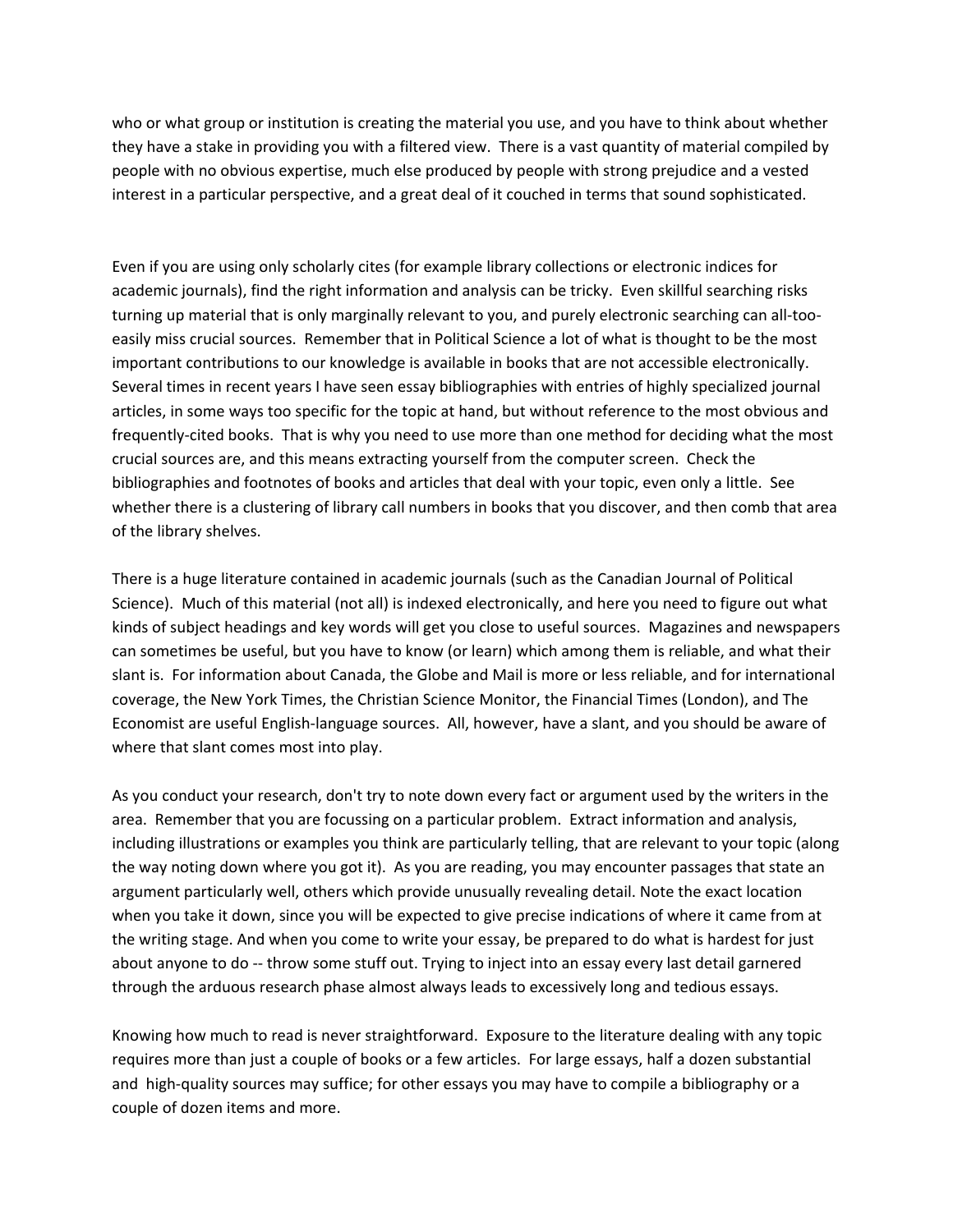who or what group or institution is creating the material you use, and you have to think about whether they have a stake in providing you with a filtered view. There is a vast quantity of material compiled by people with no obvious expertise, much else produced by people with strong prejudice and a vested interest in a particular perspective, and a great deal of it couched in terms that sound sophisticated.

Even if you are using only scholarly cites (for example library collections or electronic indices for academic journals), find the right information and analysis can be tricky. Even skillful searching risks turning up material that is only marginally relevant to you, and purely electronic searching can all-too-easily miss crucial sources. Remember that in Political Science a lot of what is thought to be the most important contributions to our knowledge is available in books that are not accessible electronically. Several times in recent years I have seen essay bibliographies with entries of highly specialized journal articles, in some ways too specific for the topic at hand, but without reference to the most obvious and frequently-cited books. That is why you need to use more than one method for deciding what the most crucial sources are, and this means extracting yourself from the computer screen. Check the bibliographies and footnotes of books and articles that deal with your topic, even only a little. See whether there is a clustering of library call numbers in books that you discover, and then comb that area of the library shelves.

There is a huge literature contained in academic journals (such as the Canadian Journal of Political Science). Much of this material (not all) is indexed electronically, and here you need to figure out what kinds of subject headings and key words will get you close to useful sources. Magazines and newspapers can sometimes be useful, but you have to know (or learn) which among them is reliable, and what their slant is. For information about Canada, the Globe and Mail is more or less reliable, and for international coverage, the New York Times, the Christian Science Monitor, the Financial Times (London), and The Economist are useful English-language sources. All, however, have a slant, and you should be aware of where that slant comes most into play.

As you conduct your research, don't try to note down every fact or argument used by the writers in the area. Remember that you are focussing on a particular problem. Extract information and analysis, including illustrations or examples you think are particularly telling, that are relevant to your topic (along the way noting down where you got it). As you are reading, you may encounter passages that state an argument particularly well, others which provide unusually revealing detail. Note the exact location when you take it down, since you will be expected to give precise indications of where it came from at the writing stage. And when you come to write your essay, be prepared to do what is hardest for just about anyone to do -- throw some stuff out. Trying to inject into an essay every last detail garnered through the arduous research phase almost always leads to excessively long and tedious essays.

Knowing how much to read is never straightforward. Exposure to the literature dealing with any topic requires more than just a couple of books or a few articles. For large essays, half a dozen substantial and high-quality sources may suffice; for other essays you may have to compile a bibliography or a couple of dozen items and more.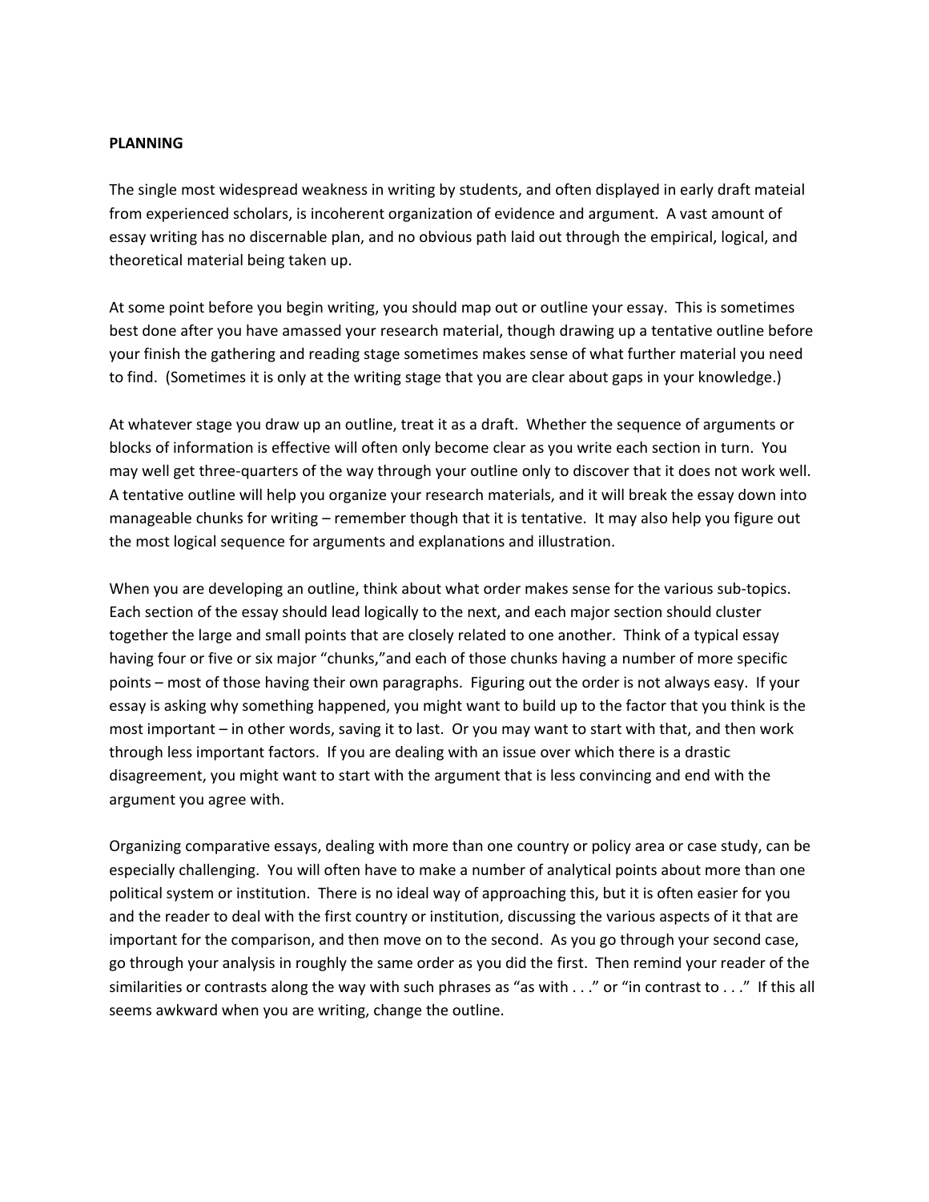**PLANNING**

The single most widespread weakness in writing by students, and often displayed in early draft mateial from experienced scholars, is incoherent organization of evidence and argument. A vast amount of essay writing has no discernable plan, and no obvious path laid out through the empirical, logical, and theoretical material being taken up.

At some point before you begin writing, you should map out or outline your essay. This is sometimes best done after you have amassed your research material, though drawing up a tentative outline before your finish the gathering and reading stage sometimes makes sense of what further material you need to find. (Sometimes it is only at the writing stage that you are clear about gaps in your knowledge.)

At whatever stage you draw up an outline, treat it as a draft. Whether the sequence of arguments or blocks of information is effective will often only become clear as you write each section in turn. You may well get three-quarters of the way through your outline only to discover that it does not work well. A tentative outline will help you organize your research materials, and it will break the essay down into manageable chunks for writing – remember though that it is tentative. It may also help you figure out the most logical sequence for arguments and explanations and illustration.

When you are developing an outline, think about what order makes sense for the various sub-topics. Each section of the essay should lead logically to the next, and each major section should cluster together the large and small points that are closely related to one another. Think of a typical essay having four or five or six major "chunks,"and each of those chunks having a number of more specific points – most of those having their own paragraphs. Figuring out the order is not always easy. If your essay is asking why something happened, you might want to build up to the factor that you think is the most important – in other words, saving it to last. Or you may want to start with that, and then work through less important factors. If you are dealing with an issue over which there is a drastic disagreement, you might want to start with the argument that is less convincing and end with the argument you agree with.

Organizing comparative essays, dealing with more than one country or policy area or case study, can be especially challenging. You will often have to make a number of analytical points about more than one political system or institution. There is no ideal way of approaching this, but it is often easier for you and the reader to deal with the first country or institution, discussing the various aspects of it that are important for the comparison, and then move on to the second. As you go through your second case, go through your analysis in roughly the same order as you did the first. Then remind your reader of the similarities or contrasts along the way with such phrases as "as with . . ." or "in contrast to . . ." If this all seems awkward when you are writing, change the outline.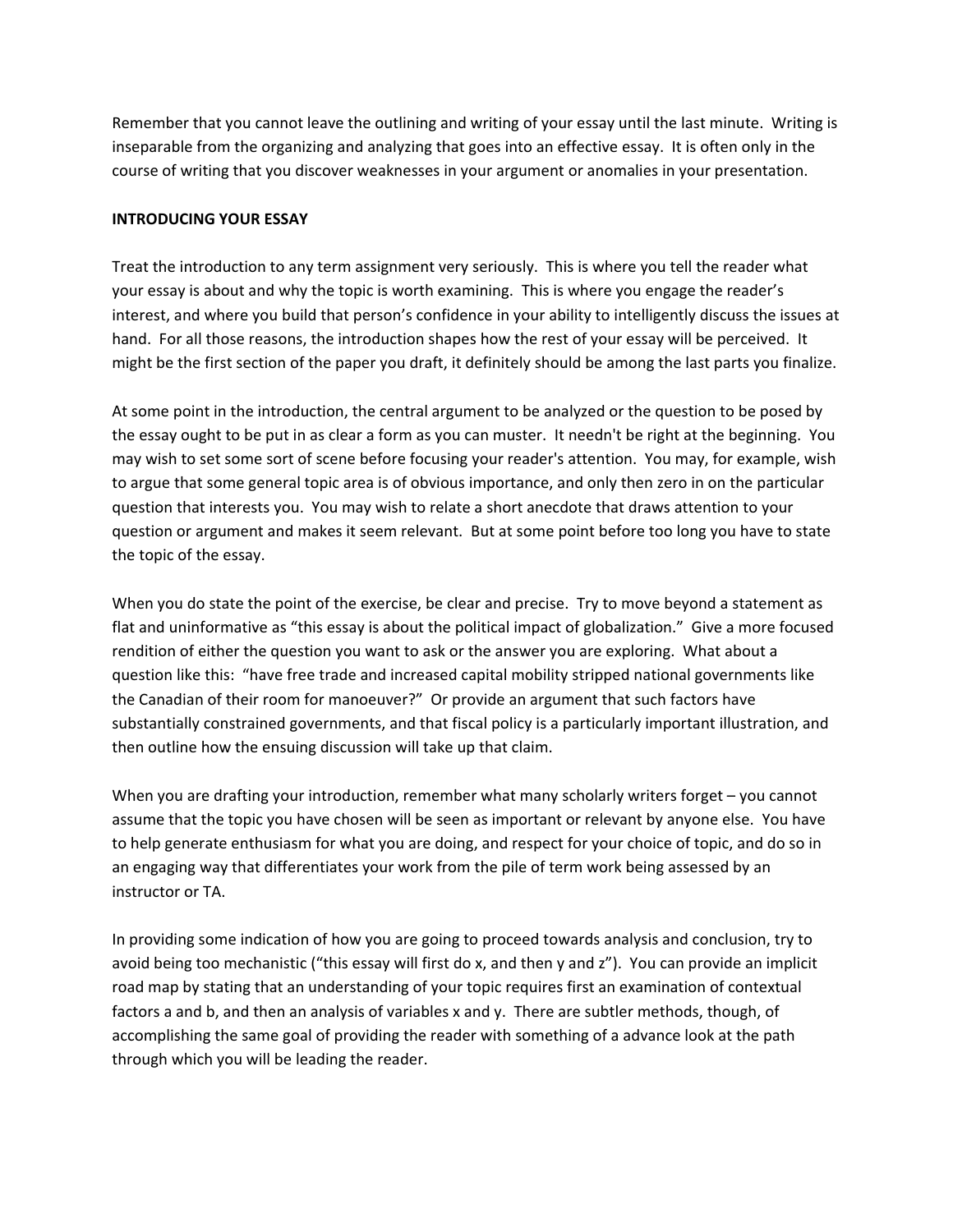Remember that you cannot leave the outlining and writing of your essay until the last minute. Writing is inseparable from the organizing and analyzing that goes into an effective essay. It is often only in the course of writing that you discover weaknesses in your argument or anomalies in your presentation.

**INTRODUCING YOUR ESSAY**

Treat the introduction to any term assignment very seriously. This is where you tell the reader what your essay is about and why the topic is worth examining. This is where you engage the reader's interest, and where you build that person's confidence in your ability to intelligently discuss the issues at hand. For all those reasons, the introduction shapes how the rest of your essay will be perceived. It might be the first section of the paper you draft, it definitely should be among the last parts you finalize.

At some point in the introduction, the central argument to be analyzed or the question to be posed by the essay ought to be put in as clear a form as you can muster. It needn't be right at the beginning. You may wish to set some sort of scene before focusing your reader's attention. You may, for example, wish to argue that some general topic area is of obvious importance, and only then zero in on the particular question that interests you. You may wish to relate a short anecdote that draws attention to your question or argument and makes it seem relevant. But at some point before too long you have to state the topic of the essay.

When you do state the point of the exercise, be clear and precise. Try to move beyond a statement as flat and uninformative as "this essay is about the political impact of globalization." Give a more focused rendition of either the question you want to ask or the answer you are exploring. What about a question like this: "have free trade and increased capital mobility stripped national governments like the Canadian of their room for manoeuver?" Or provide an argument that such factors have substantially constrained governments, and that fiscal policy is a particularly important illustration, and then outline how the ensuing discussion will take up that claim.

When you are drafting your introduction, remember what many scholarly writers forget – you cannot assume that the topic you have chosen will be seen as important or relevant by anyone else. You have to help generate enthusiasm for what you are doing, and respect for your choice of topic, and do so in an engaging way that differentiates your work from the pile of term work being assessed by an instructor or TA.

In providing some indication of how you are going to proceed towards analysis and conclusion, try to avoid being too mechanistic ("this essay will first do x, and then y and z"). You can provide an implicit road map by stating that an understanding of your topic requires first an examination of contextual factors a and b, and then an analysis of variables x and y. There are subtler methods, though, of accomplishing the same goal of providing the reader with something of a advance look at the path through which you will be leading the reader.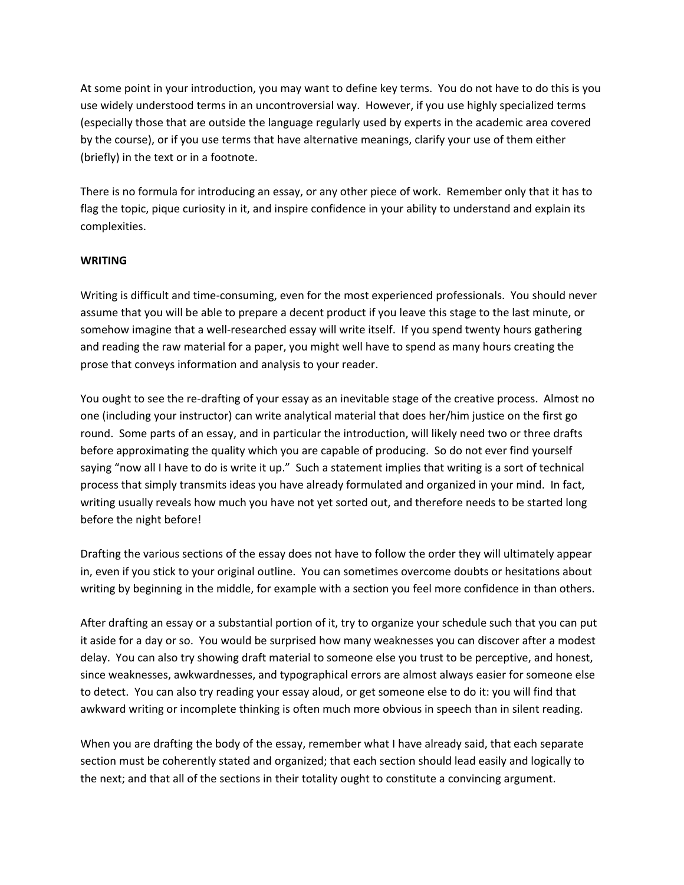At some point in your introduction, you may want to define key terms. You do not have to do this is you use widely understood terms in an uncontroversial way. However, if you use highly specialized terms (especially those that are outside the language regularly used by experts in the academic area covered by the course), or if you use terms that have alternative meanings, clarify your use of them either (briefly) in the text or in a footnote.

There is no formula for introducing an essay, or any other piece of work. Remember only that it has to flag the topic, pique curiosity in it, and inspire confidence in your ability to understand and explain its complexities.

**WRITING**

Writing is difficult and time-consuming, even for the most experienced professionals. You should never assume that you will be able to prepare a decent product if you leave this stage to the last minute, or somehow imagine that a well-researched essay will write itself. If you spend twenty hours gathering and reading the raw material for a paper, you might well have to spend as many hours creating the prose that conveys information and analysis to your reader.

You ought to see the re-drafting of your essay as an inevitable stage of the creative process. Almost no one (including your instructor) can write analytical material that does her/him justice on the first go round. Some parts of an essay, and in particular the introduction, will likely need two or three drafts before approximating the quality which you are capable of producing. So do not ever find yourself saying "now all I have to do is write it up." Such a statement implies that writing is a sort of technical process that simply transmits ideas you have already formulated and organized in your mind. In fact, writing usually reveals how much you have not yet sorted out, and therefore needs to be started long before the night before!

Drafting the various sections of the essay does not have to follow the order they will ultimately appear in, even if you stick to your original outline. You can sometimes overcome doubts or hesitations about writing by beginning in the middle, for example with a section you feel more confidence in than others.

After drafting an essay or a substantial portion of it, try to organize your schedule such that you can put it aside for a day or so. You would be surprised how many weaknesses you can discover after a modest delay. You can also try showing draft material to someone else you trust to be perceptive, and honest, since weaknesses, awkwardnesses, and typographical errors are almost always easier for someone else to detect. You can also try reading your essay aloud, or get someone else to do it: you will find that awkward writing or incomplete thinking is often much more obvious in speech than in silent reading.

When you are drafting the body of the essay, remember what I have already said, that each separate section must be coherently stated and organized; that each section should lead easily and logically to the next; and that all of the sections in their totality ought to constitute a convincing argument.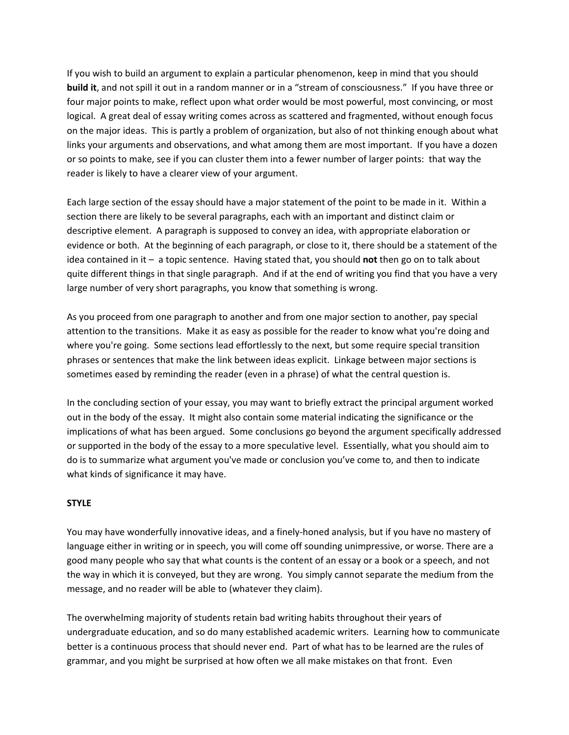If you wish to build an argument to explain a particular phenomenon, keep in mind that you should **build it**, and not spill it out in a random manner or in a "stream of consciousness." If you have three or four major points to make, reflect upon what order would be most powerful, most convincing, or most logical. A great deal of essay writing comes across as scattered and fragmented, without enough focus on the major ideas. This is partly a problem of organization, but also of not thinking enough about what links your arguments and observations, and what among them are most important. If you have a dozen or so points to make, see if you can cluster them into a fewer number of larger points: that way the reader is likely to have a clearer view of your argument.

Each large section of the essay should have a major statement of the point to be made in it. Within a section there are likely to be several paragraphs, each with an important and distinct claim or descriptive element. A paragraph is supposed to convey an idea, with appropriate elaboration or evidence or both. At the beginning of each paragraph, or close to it, there should be a statement of the idea contained in it – a topic sentence. Having stated that, you should **not** then go on to talk about quite different things in that single paragraph. And if at the end of writing you find that you have a very large number of very short paragraphs, you know that something is wrong.

As you proceed from one paragraph to another and from one major section to another, pay special attention to the transitions. Make it as easy as possible for the reader to know what you're doing and where you're going. Some sections lead effortlessly to the next, but some require special transition phrases or sentences that make the link between ideas explicit. Linkage between major sections is sometimes eased by reminding the reader (even in a phrase) of what the central question is.

In the concluding section of your essay, you may want to briefly extract the principal argument worked out in the body of the essay. It might also contain some material indicating the significance or the implications of what has been argued. Some conclusions go beyond the argument specifically addressed or supported in the body of the essay to a more speculative level. Essentially, what you should aim to do is to summarize what argument you've made or conclusion you've come to, and then to indicate what kinds of significance it may have.

**STYLE**

You may have wonderfully innovative ideas, and a finely-honed analysis, but if you have no mastery of language either in writing or in speech, you will come off sounding unimpressive, or worse. There are a good many people who say that what counts is the content of an essay or a book or a speech, and not the way in which it is conveyed, but they are wrong. You simply cannot separate the medium from the message, and no reader will be able to (whatever they claim).

The overwhelming majority of students retain bad writing habits throughout their years of undergraduate education, and so do many established academic writers. Learning how to communicate better is a continuous process that should never end. Part of what has to be learned are the rules of grammar, and you might be surprised at how often we all make mistakes on that front. Even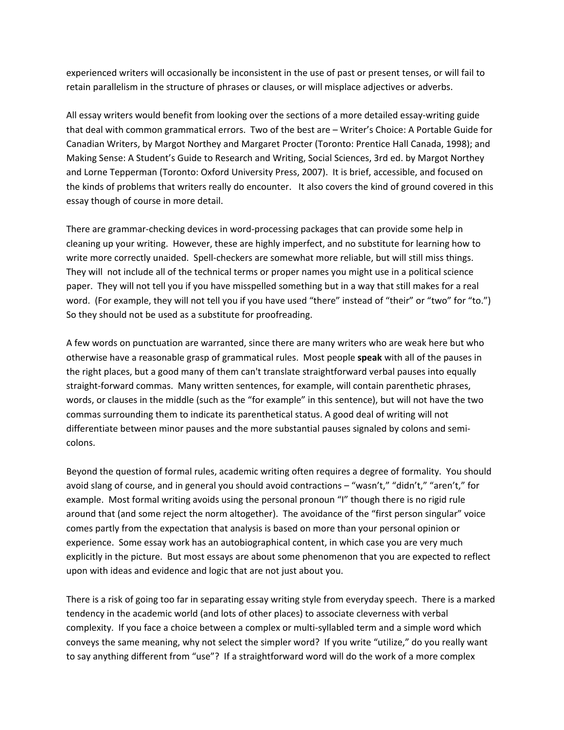experienced writers will occasionally be inconsistent in the use of past or present tenses, or will fail to retain parallelism in the structure of phrases or clauses, or will misplace adjectives or adverbs.

All essay writers would benefit from looking over the sections of a more detailed essay-writing guide that deal with common grammatical errors. Two of the best are – Writer's Choice: A Portable Guide for Canadian Writers, by Margot Northey and Margaret Procter (Toronto: Prentice Hall Canada, 1998); and Making Sense: A Student's Guide to Research and Writing, Social Sciences, 3rd ed. by Margot Northey and Lorne Tepperman (Toronto: Oxford University Press, 2007). It is brief, accessible, and focused on the kinds of problems that writers really do encounter. It also covers the kind of ground covered in this essay though of course in more detail.

There are grammar-checking devices in word-processing packages that can provide some help in cleaning up your writing. However, these are highly imperfect, and no substitute for learning how to write more correctly unaided. Spell-checkers are somewhat more reliable, but will still miss things. They will not include all of the technical terms or proper names you might use in a political science paper. They will not tell you if you have misspelled something but in a way that still makes for a real word. (For example, they will not tell you if you have used "there" instead of "their" or "two" for "to.") So they should not be used as a substitute for proofreading.

A few words on punctuation are warranted, since there are many writers who are weak here but who otherwise have a reasonable grasp of grammatical rules. Most people **speak** with all of the pauses in the right places, but a good many of them can't translate straightforward verbal pauses into equally straight-forward commas. Many written sentences, for example, will contain parenthetic phrases, words, or clauses in the middle (such as the "for example" in this sentence), but will not have the two commas surrounding them to indicate its parenthetical status. A good deal of writing will not differentiate between minor pauses and the more substantial pauses signaled by colons and semi-colons.

Beyond the question of formal rules, academic writing often requires a degree of formality. You should avoid slang of course, and in general you should avoid contractions – "wasn't," "didn't," "aren't," for example. Most formal writing avoids using the personal pronoun "I" though there is no rigid rule around that (and some reject the norm altogether). The avoidance of the "first person singular" voice comes partly from the expectation that analysis is based on more than your personal opinion or experience. Some essay work has an autobiographical content, in which case you are very much explicitly in the picture. But most essays are about some phenomenon that you are expected to reflect upon with ideas and evidence and logic that are not just about you.

There is a risk of going too far in separating essay writing style from everyday speech. There is a marked tendency in the academic world (and lots of other places) to associate cleverness with verbal complexity. If you face a choice between a complex or multi-syllabled term and a simple word which conveys the same meaning, why not select the simpler word? If you write "utilize," do you really want to say anything different from "use"? If a straightforward word will do the work of a more complex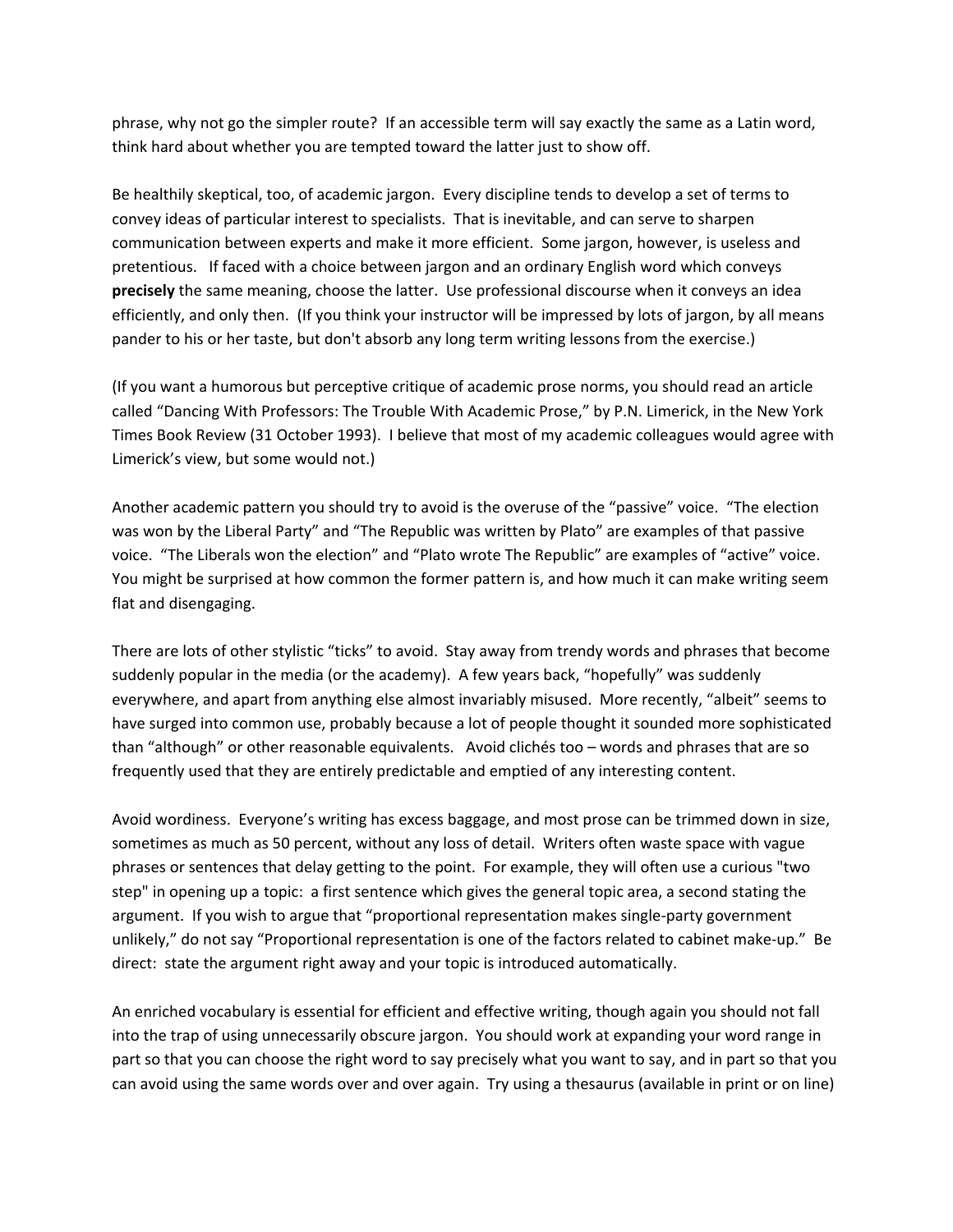phrase, why not go the simpler route? If an accessible term will say exactly the same as a Latin word, think hard about whether you are tempted toward the latter just to show off.

Be healthily skeptical, too, of academic jargon. Every discipline tends to develop a set of terms to convey ideas of particular interest to specialists. That is inevitable, and can serve to sharpen communication between experts and make it more efficient. Some jargon, however, is useless and pretentious. If faced with a choice between jargon and an ordinary English word which conveys **precisely** the same meaning, choose the latter. Use professional discourse when it conveys an idea efficiently, and only then. (If you think your instructor will be impressed by lots of jargon, by all means pander to his or her taste, but don't absorb any long term writing lessons from the exercise.)

(If you want a humorous but perceptive critique of academic prose norms, you should read an article called "Dancing With Professors: The Trouble With Academic Prose," by P.N. Limerick, in the New York Times Book Review (31 October 1993). I believe that most of my academic colleagues would agree with Limerick's view, but some would not.)

Another academic pattern you should try to avoid is the overuse of the "passive" voice. "The election was won by the Liberal Party" and "The Republic was written by Plato" are examples of that passive voice. "The Liberals won the election" and "Plato wrote The Republic" are examples of "active" voice. You might be surprised at how common the former pattern is, and how much it can make writing seem flat and disengaging.

There are lots of other stylistic "ticks" to avoid. Stay away from trendy words and phrases that become suddenly popular in the media (or the academy). A few years back, "hopefully" was suddenly everywhere, and apart from anything else almost invariably misused. More recently, "albeit" seems to have surged into common use, probably because a lot of people thought it sounded more sophisticated than "although" or other reasonable equivalents. Avoid clichés too – words and phrases that are so frequently used that they are entirely predictable and emptied of any interesting content.

Avoid wordiness. Everyone's writing has excess baggage, and most prose can be trimmed down in size, sometimes as much as 50 percent, without any loss of detail. Writers often waste space with vague phrases or sentences that delay getting to the point. For example, they will often use a curious "two step" in opening up a topic: a first sentence which gives the general topic area, a second stating the argument. If you wish to argue that "proportional representation makes single-party government unlikely," do not say "Proportional representation is one of the factors related to cabinet make-up." Be direct: state the argument right away and your topic is introduced automatically.

An enriched vocabulary is essential for efficient and effective writing, though again you should not fall into the trap of using unnecessarily obscure jargon. You should work at expanding your word range in part so that you can choose the right word to say precisely what you want to say, and in part so that you can avoid using the same words over and over again. Try using a thesaurus (available in print or on line)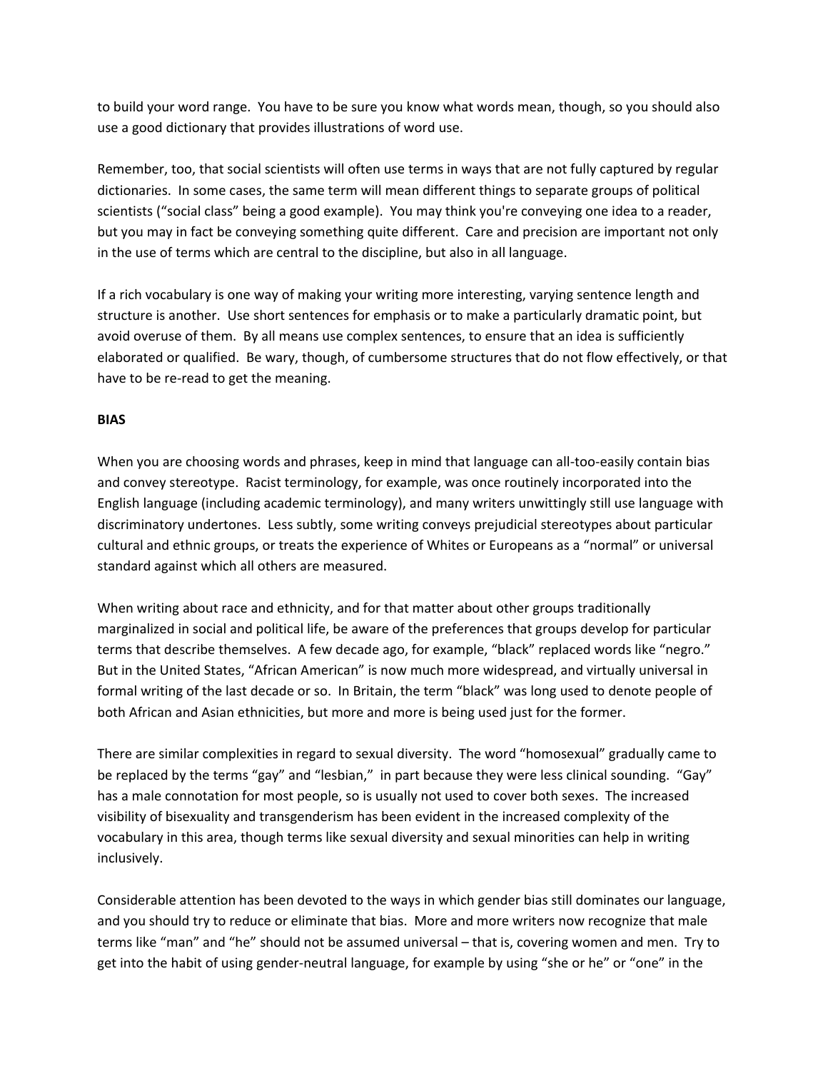to build your word range. You have to be sure you know what words mean, though, so you should also use a good dictionary that provides illustrations of word use.

Remember, too, that social scientists will often use terms in ways that are not fully captured by regular dictionaries. In some cases, the same term will mean different things to separate groups of political scientists ("social class" being a good example). You may think you're conveying one idea to a reader, but you may in fact be conveying something quite different. Care and precision are important not only in the use of terms which are central to the discipline, but also in all language.

If a rich vocabulary is one way of making your writing more interesting, varying sentence length and structure is another. Use short sentences for emphasis or to make a particularly dramatic point, but avoid overuse of them. By all means use complex sentences, to ensure that an idea is sufficiently elaborated or qualified. Be wary, though, of cumbersome structures that do not flow effectively, or that have to be re-read to get the meaning.

**BIAS**

When you are choosing words and phrases, keep in mind that language can all-too-easily contain bias and convey stereotype. Racist terminology, for example, was once routinely incorporated into the English language (including academic terminology), and many writers unwittingly still use language with discriminatory undertones. Less subtly, some writing conveys prejudicial stereotypes about particular cultural and ethnic groups, or treats the experience of Whites or Europeans as a "normal" or universal standard against which all others are measured.

When writing about race and ethnicity, and for that matter about other groups traditionally marginalized in social and political life, be aware of the preferences that groups develop for particular terms that describe themselves. A few decade ago, for example, "black" replaced words like "negro." But in the United States, "African American" is now much more widespread, and virtually universal in formal writing of the last decade or so. In Britain, the term "black" was long used to denote people of both African and Asian ethnicities, but more and more is being used just for the former.

There are similar complexities in regard to sexual diversity. The word "homosexual" gradually came to be replaced by the terms "gay" and "lesbian," in part because they were less clinical sounding. "Gay" has a male connotation for most people, so is usually not used to cover both sexes. The increased visibility of bisexuality and transgenderism has been evident in the increased complexity of the vocabulary in this area, though terms like sexual diversity and sexual minorities can help in writing inclusively.

Considerable attention has been devoted to the ways in which gender bias still dominates our language, and you should try to reduce or eliminate that bias. More and more writers now recognize that male terms like "man" and "he" should not be assumed universal – that is, covering women and men. Try to get into the habit of using gender-neutral language, for example by using "she or he" or "one" in the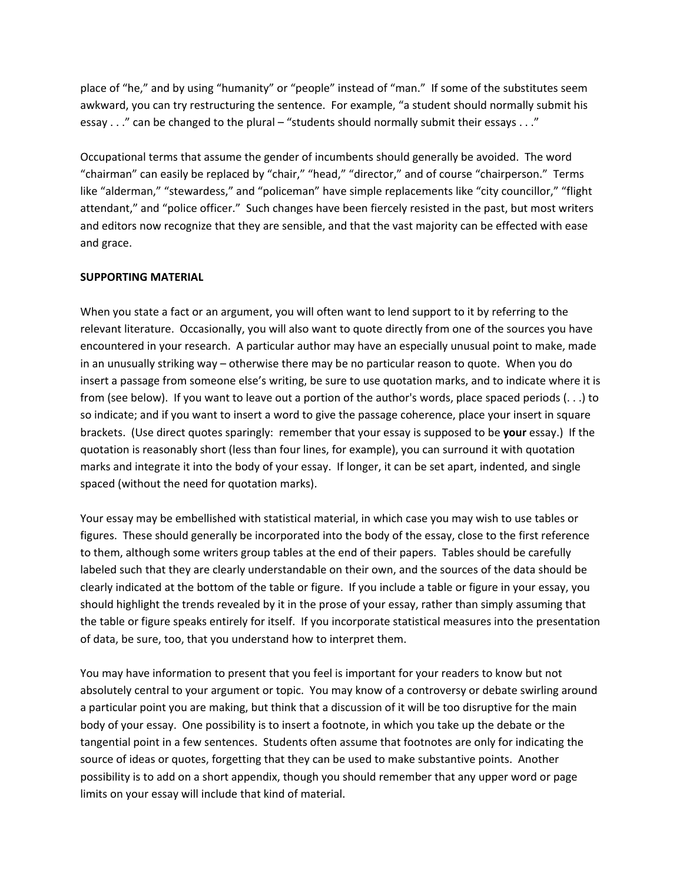place of "he," and by using "humanity" or "people" instead of "man." If some of the substitutes seem awkward, you can try restructuring the sentence. For example, "a student should normally submit his essay . . ." can be changed to the plural – "students should normally submit their essays . . ."

Occupational terms that assume the gender of incumbents should generally be avoided. The word "chairman" can easily be replaced by "chair," "head," "director," and of course "chairperson." Terms like "alderman," "stewardess," and "policeman" have simple replacements like "city councillor," "flight attendant," and "police officer." Such changes have been fiercely resisted in the past, but most writers and editors now recognize that they are sensible, and that the vast majority can be effected with ease and grace.

**SUPPORTING MATERIAL**

When you state a fact or an argument, you will often want to lend support to it by referring to the relevant literature. Occasionally, you will also want to quote directly from one of the sources you have encountered in your research. A particular author may have an especially unusual point to make, made in an unusually striking way – otherwise there may be no particular reason to quote. When you do insert a passage from someone else's writing, be sure to use quotation marks, and to indicate where it is from (see below). If you want to leave out a portion of the author's words, place spaced periods (. . .) to so indicate; and if you want to insert a word to give the passage coherence, place your insert in square brackets. (Use direct quotes sparingly: remember that your essay is supposed to be **your** essay.) If the quotation is reasonably short (less than four lines, for example), you can surround it with quotation marks and integrate it into the body of your essay. If longer, it can be set apart, indented, and single spaced (without the need for quotation marks).

Your essay may be embellished with statistical material, in which case you may wish to use tables or figures. These should generally be incorporated into the body of the essay, close to the first reference to them, although some writers group tables at the end of their papers. Tables should be carefully labeled such that they are clearly understandable on their own, and the sources of the data should be clearly indicated at the bottom of the table or figure. If you include a table or figure in your essay, you should highlight the trends revealed by it in the prose of your essay, rather than simply assuming that the table or figure speaks entirely for itself. If you incorporate statistical measures into the presentation of data, be sure, too, that you understand how to interpret them.

You may have information to present that you feel is important for your readers to know but not absolutely central to your argument or topic. You may know of a controversy or debate swirling around a particular point you are making, but think that a discussion of it will be too disruptive for the main body of your essay. One possibility is to insert a footnote, in which you take up the debate or the tangential point in a few sentences. Students often assume that footnotes are only for indicating the source of ideas or quotes, forgetting that they can be used to make substantive points. Another possibility is to add on a short appendix, though you should remember that any upper word or page limits on your essay will include that kind of material.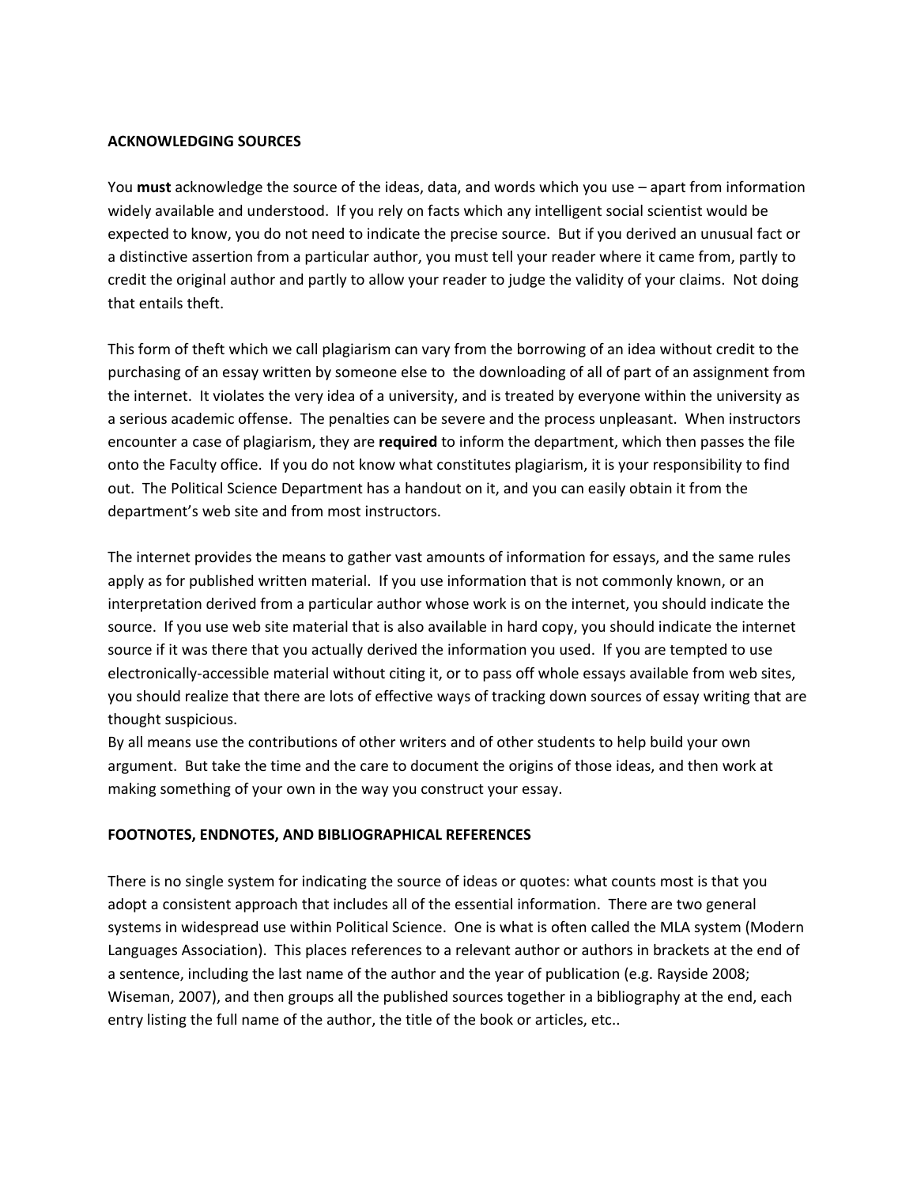## ACKNOWLEDGING SOURCES

You **must** acknowledge the source of the ideas, data, and words which you use – apart from information widely available and understood. If you rely on facts which any intelligent social scientist would be expected to know, you do not need to indicate the precise source. But if you derived an unusual fact or a distinctive assertion from a particular author, you must tell your reader where it came from, partly to credit the original author and partly to allow your reader to judge the validity of your claims. Not doing that entails theft.

This form of theft which we call plagiarism can vary from the borrowing of an idea without credit to the purchasing of an essay written by someone else to the downloading of all of part of an assignment from the internet. It violates the very idea of a university, and is treated by everyone within the university as a serious academic offense. The penalties can be severe and the process unpleasant. When instructors encounter a case of plagiarism, they are **required** to inform the department, which then passes the file onto the Faculty office. If you do not know what constitutes plagiarism, it is your responsibility to find out. The Political Science Department has a handout on it, and you can easily obtain it from the department's web site and from most instructors.

The internet provides the means to gather vast amounts of information for essays, and the same rules apply as for published written material. If you use information that is not commonly known, or an interpretation derived from a particular author whose work is on the internet, you should indicate the source. If you use web site material that is also available in hard copy, you should indicate the internet source if it was there that you actually derived the information you used. If you are tempted to use electronically-accessible material without citing it, or to pass off whole essays available from web sites, you should realize that there are lots of effective ways of tracking down sources of essay writing that are thought suspicious.

By all means use the contributions of other writers and of other students to help build your own argument. But take the time and the care to document the origins of those ideas, and then work at making something of your own in the way you construct your essay.

## FOOTNOTES, ENDNOTES, AND BIBLIOGRAPHICAL REFERENCES

There is no single system for indicating the source of ideas or quotes: what counts most is that you adopt a consistent approach that includes all of the essential information. There are two general systems in widespread use within Political Science. One is what is often called the MLA system (Modern Languages Association). This places references to a relevant author or authors in brackets at the end of a sentence, including the last name of the author and the year of publication (e.g. Rayside 2008; Wiseman, 2007), and then groups all the published sources together in a bibliography at the end, each entry listing the full name of the author, the title of the book or articles, etc..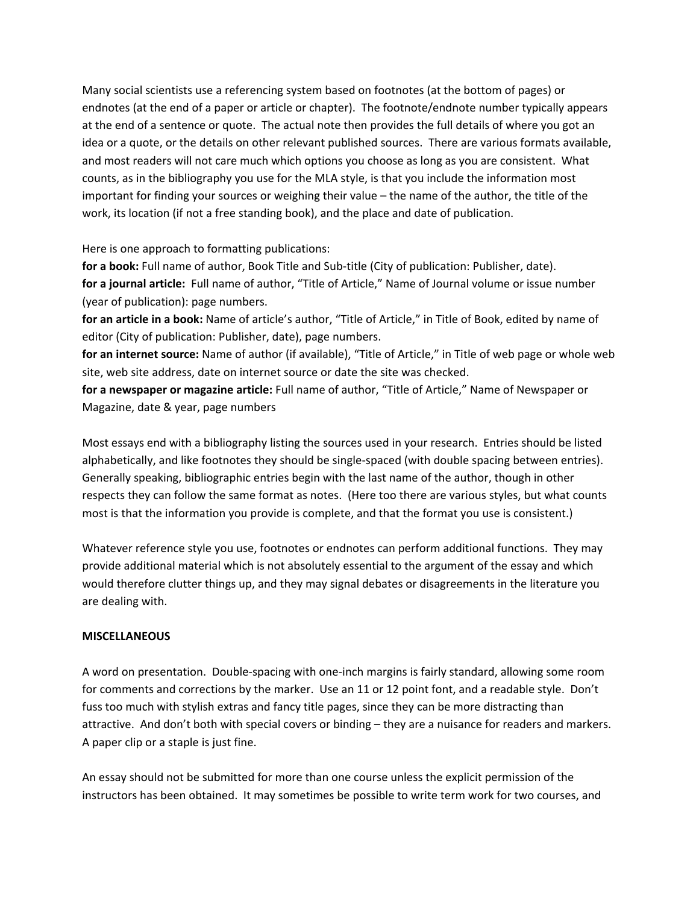Many social scientists use a referencing system based on footnotes (at the bottom of pages) or endnotes (at the end of a paper or article or chapter). The footnote/endnote number typically appears at the end of a sentence or quote. The actual note then provides the full details of where you got an idea or a quote, or the details on other relevant published sources. There are various formats available, and most readers will not care much which options you choose as long as you are consistent. What counts, as in the bibliography you use for the MLA style, is that you include the information most important for finding your sources or weighing their value – the name of the author, the title of the work, its location (if not a free standing book), and the place and date of publication.

Here is one approach to formatting publications:
**for a book:** Full name of author, Book Title and Sub-title (City of publication: Publisher, date).
**for a journal article:** Full name of author, "Title of Article," Name of Journal volume or issue number (year of publication): page numbers.
**for an article in a book:** Name of article's author, "Title of Article," in Title of Book, edited by name of editor (City of publication: Publisher, date), page numbers.
**for an internet source:** Name of author (if available), "Title of Article," in Title of web page or whole web site, web site address, date on internet source or date the site was checked.
**for a newspaper or magazine article:** Full name of author, "Title of Article," Name of Newspaper or Magazine, date & year, page numbers

Most essays end with a bibliography listing the sources used in your research. Entries should be listed alphabetically, and like footnotes they should be single-spaced (with double spacing between entries). Generally speaking, bibliographic entries begin with the last name of the author, though in other respects they can follow the same format as notes. (Here too there are various styles, but what counts most is that the information you provide is complete, and that the format you use is consistent.)

Whatever reference style you use, footnotes or endnotes can perform additional functions. They may provide additional material which is not absolutely essential to the argument of the essay and which would therefore clutter things up, and they may signal debates or disagreements in the literature you are dealing with.

**MISCELLANEOUS**

A word on presentation. Double-spacing with one-inch margins is fairly standard, allowing some room for comments and corrections by the marker. Use an 11 or 12 point font, and a readable style. Don't fuss too much with stylish extras and fancy title pages, since they can be more distracting than attractive. And don't both with special covers or binding – they are a nuisance for readers and markers. A paper clip or a staple is just fine.

An essay should not be submitted for more than one course unless the explicit permission of the instructors has been obtained. It may sometimes be possible to write term work for two courses, and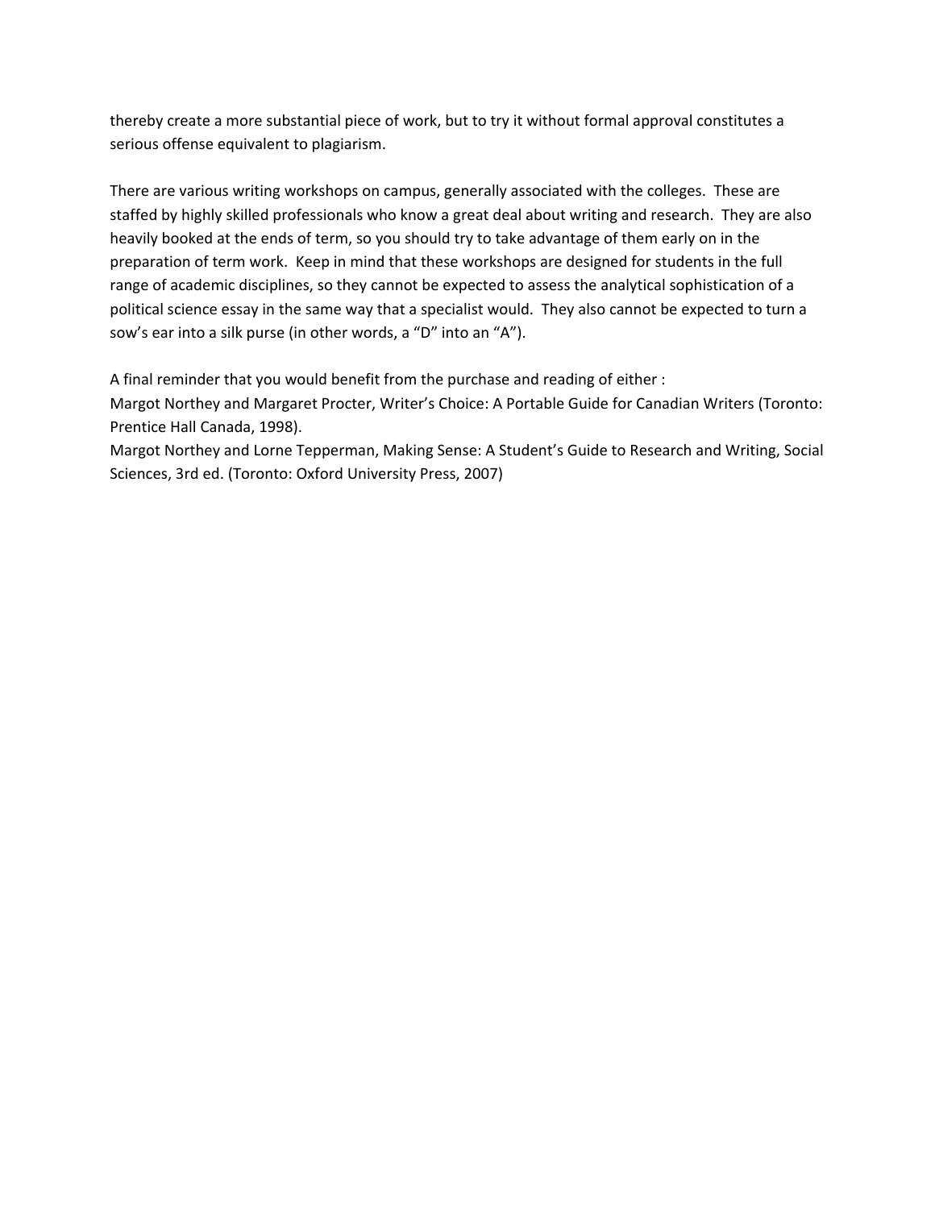thereby create a more substantial piece of work, but to try it without formal approval constitutes a serious offense equivalent to plagiarism.

There are various writing workshops on campus, generally associated with the colleges. These are staffed by highly skilled professionals who know a great deal about writing and research. They are also heavily booked at the ends of term, so you should try to take advantage of them early on in the preparation of term work. Keep in mind that these workshops are designed for students in the full range of academic disciplines, so they cannot be expected to assess the analytical sophistication of a political science essay in the same way that a specialist would. They also cannot be expected to turn a sow's ear into a silk purse (in other words, a "D" into an "A").

A final reminder that you would benefit from the purchase and reading of either :
Margot Northey and Margaret Procter, Writer's Choice: A Portable Guide for Canadian Writers (Toronto: Prentice Hall Canada, 1998).
Margot Northey and Lorne Tepperman, Making Sense: A Student's Guide to Research and Writing, Social Sciences, 3rd ed. (Toronto: Oxford University Press, 2007)